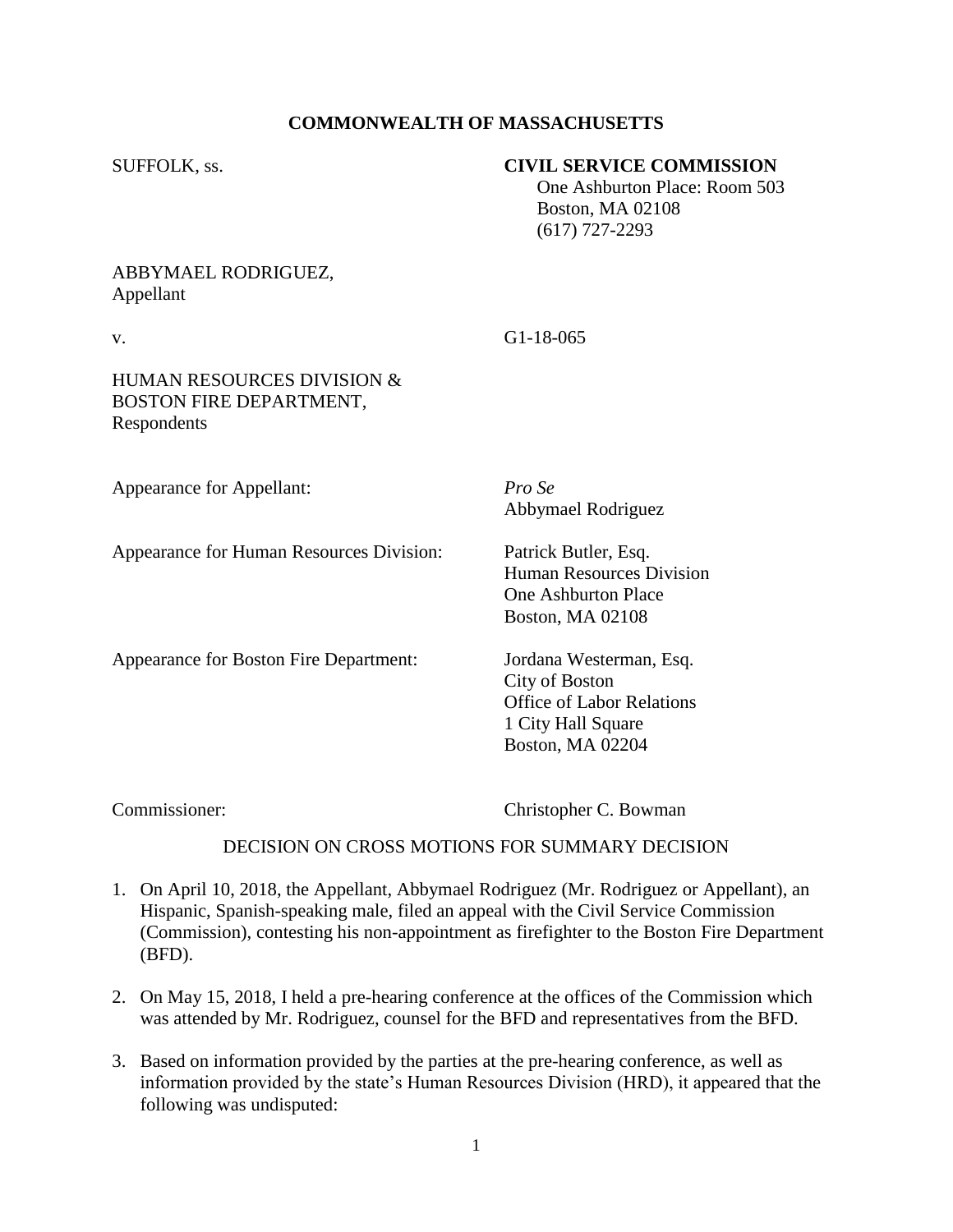**COMMONWEALTH OF MASSACHUSETTS**

SUFFOLK, ss.

**CIVIL SERVICE COMMISSION**
One Ashburton Place: Room 503
Boston, MA 02108
(617) 727-2293

ABBYMAEL RODRIGUEZ,
Appellant

v.

G1-18-065

HUMAN RESOURCES DIVISION &
BOSTON FIRE DEPARTMENT,
Respondents

Appearance for Appellant: *Pro Se*
Abbymael Rodriguez

Appearance for Human Resources Division: Patrick Butler, Esq.
Human Resources Division
One Ashburton Place
Boston, MA 02108

Appearance for Boston Fire Department: Jordana Westerman, Esq.
City of Boston
Office of Labor Relations
1 City Hall Square
Boston, MA 02204

Commissioner: Christopher C. Bowman

DECISION ON CROSS MOTIONS FOR SUMMARY DECISION

1. On April 10, 2018, the Appellant, Abbymael Rodriguez (Mr. Rodriguez or Appellant), an Hispanic, Spanish-speaking male, filed an appeal with the Civil Service Commission (Commission), contesting his non-appointment as firefighter to the Boston Fire Department (BFD).

2. On May 15, 2018, I held a pre-hearing conference at the offices of the Commission which was attended by Mr. Rodriguez, counsel for the BFD and representatives from the BFD.

3. Based on information provided by the parties at the pre-hearing conference, as well as information provided by the state's Human Resources Division (HRD), it appeared that the following was undisputed: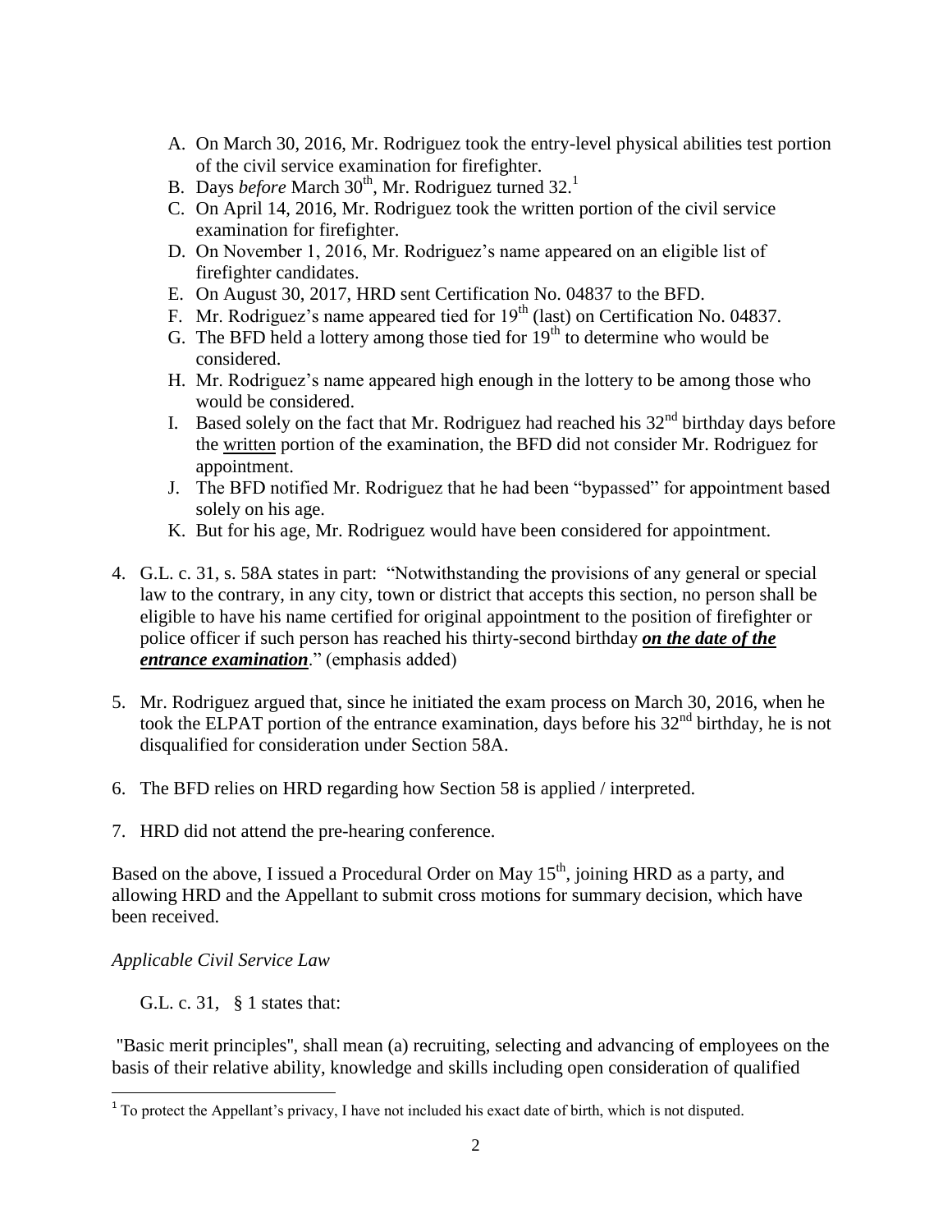A. On March 30, 2016, Mr. Rodriguez took the entry-level physical abilities test portion of the civil service examination for firefighter.
B. Days *before* March 30th, Mr. Rodriguez turned 32.[1]
C. On April 14, 2016, Mr. Rodriguez took the written portion of the civil service examination for firefighter.
D. On November 1, 2016, Mr. Rodriguez's name appeared on an eligible list of firefighter candidates.
E. On August 30, 2017, HRD sent Certification No. 04837 to the BFD.
F. Mr. Rodriguez's name appeared tied for 19th (last) on Certification No. 04837.
G. The BFD held a lottery among those tied for 19th to determine who would be considered.
H. Mr. Rodriguez's name appeared high enough in the lottery to be among those who would be considered.
I. Based solely on the fact that Mr. Rodriguez had reached his 32nd birthday days before the written portion of the examination, the BFD did not consider Mr. Rodriguez for appointment.
J. The BFD notified Mr. Rodriguez that he had been "bypassed" for appointment based solely on his age.
K. But for his age, Mr. Rodriguez would have been considered for appointment.

4. G.L. c. 31, s. 58A states in part: "Notwithstanding the provisions of any general or special law to the contrary, in any city, town or district that accepts this section, no person shall be eligible to have his name certified for original appointment to the position of firefighter or police officer if such person has reached his thirty-second birthday ***on the date of the entrance examination***." (emphasis added)

5. Mr. Rodriguez argued that, since he initiated the exam process on March 30, 2016, when he took the ELPAT portion of the entrance examination, days before his 32nd birthday, he is not disqualified for consideration under Section 58A.

6. The BFD relies on HRD regarding how Section 58 is applied / interpreted.

7. HRD did not attend the pre-hearing conference.

Based on the above, I issued a Procedural Order on May 15th, joining HRD as a party, and allowing HRD and the Appellant to submit cross motions for summary decision, which have been received.

*Applicable Civil Service Law*

G.L. c. 31, § 1 states that:

"Basic merit principles", shall mean (a) recruiting, selecting and advancing of employees on the basis of their relative ability, knowledge and skills including open consideration of qualified

[1] To protect the Appellant's privacy, I have not included his exact date of birth, which is not disputed.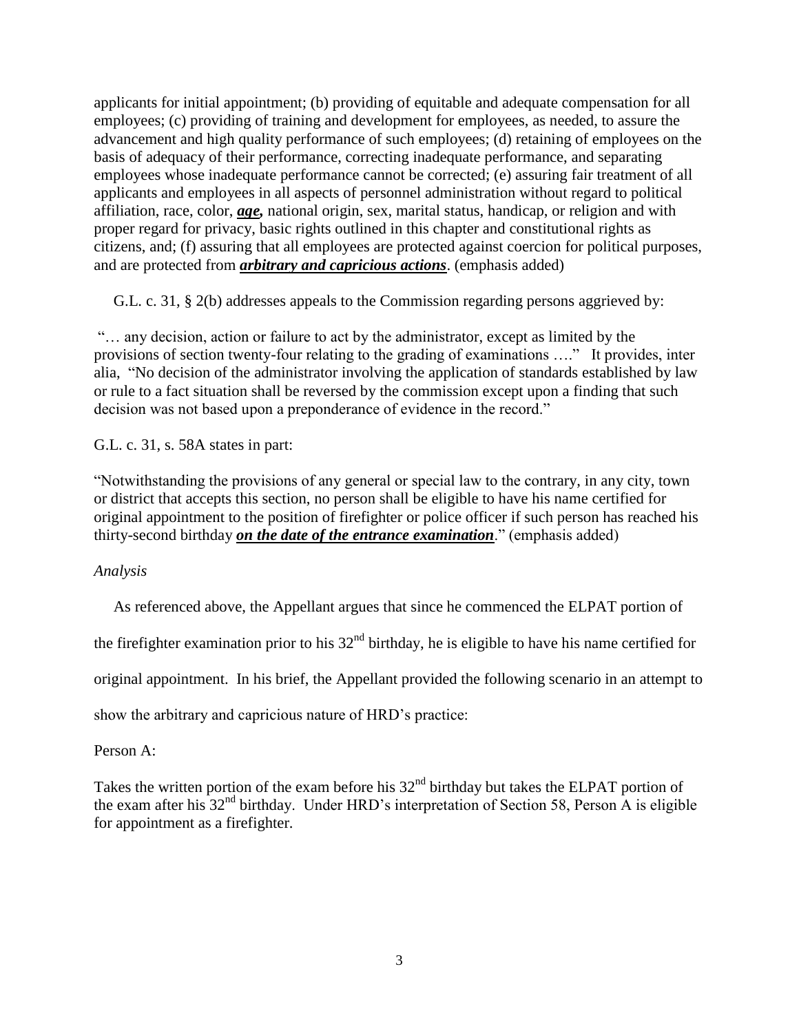applicants for initial appointment; (b) providing of equitable and adequate compensation for all employees; (c) providing of training and development for employees, as needed, to assure the advancement and high quality performance of such employees; (d) retaining of employees on the basis of adequacy of their performance, correcting inadequate performance, and separating employees whose inadequate performance cannot be corrected; (e) assuring fair treatment of all applicants and employees in all aspects of personnel administration without regard to political affiliation, race, color, ***age,*** national origin, sex, marital status, handicap, or religion and with proper regard for privacy, basic rights outlined in this chapter and constitutional rights as citizens, and; (f) assuring that all employees are protected against coercion for political purposes, and are protected from ***arbitrary and capricious actions***. (emphasis added)

G.L. c. 31, § 2(b) addresses appeals to the Commission regarding persons aggrieved by:

"… any decision, action or failure to act by the administrator, except as limited by the provisions of section twenty-four relating to the grading of examinations …." It provides, inter alia, "No decision of the administrator involving the application of standards established by law or rule to a fact situation shall be reversed by the commission except upon a finding that such decision was not based upon a preponderance of evidence in the record."

G.L. c. 31, s. 58A states in part:

"Notwithstanding the provisions of any general or special law to the contrary, in any city, town or district that accepts this section, no person shall be eligible to have his name certified for original appointment to the position of firefighter or police officer if such person has reached his thirty-second birthday ***on the date of the entrance examination***." (emphasis added)

*Analysis*

As referenced above, the Appellant argues that since he commenced the ELPAT portion of the firefighter examination prior to his 32nd birthday, he is eligible to have his name certified for original appointment. In his brief, the Appellant provided the following scenario in an attempt to show the arbitrary and capricious nature of HRD's practice:

Person A:

Takes the written portion of the exam before his 32nd birthday but takes the ELPAT portion of the exam after his 32nd birthday. Under HRD's interpretation of Section 58, Person A is eligible for appointment as a firefighter.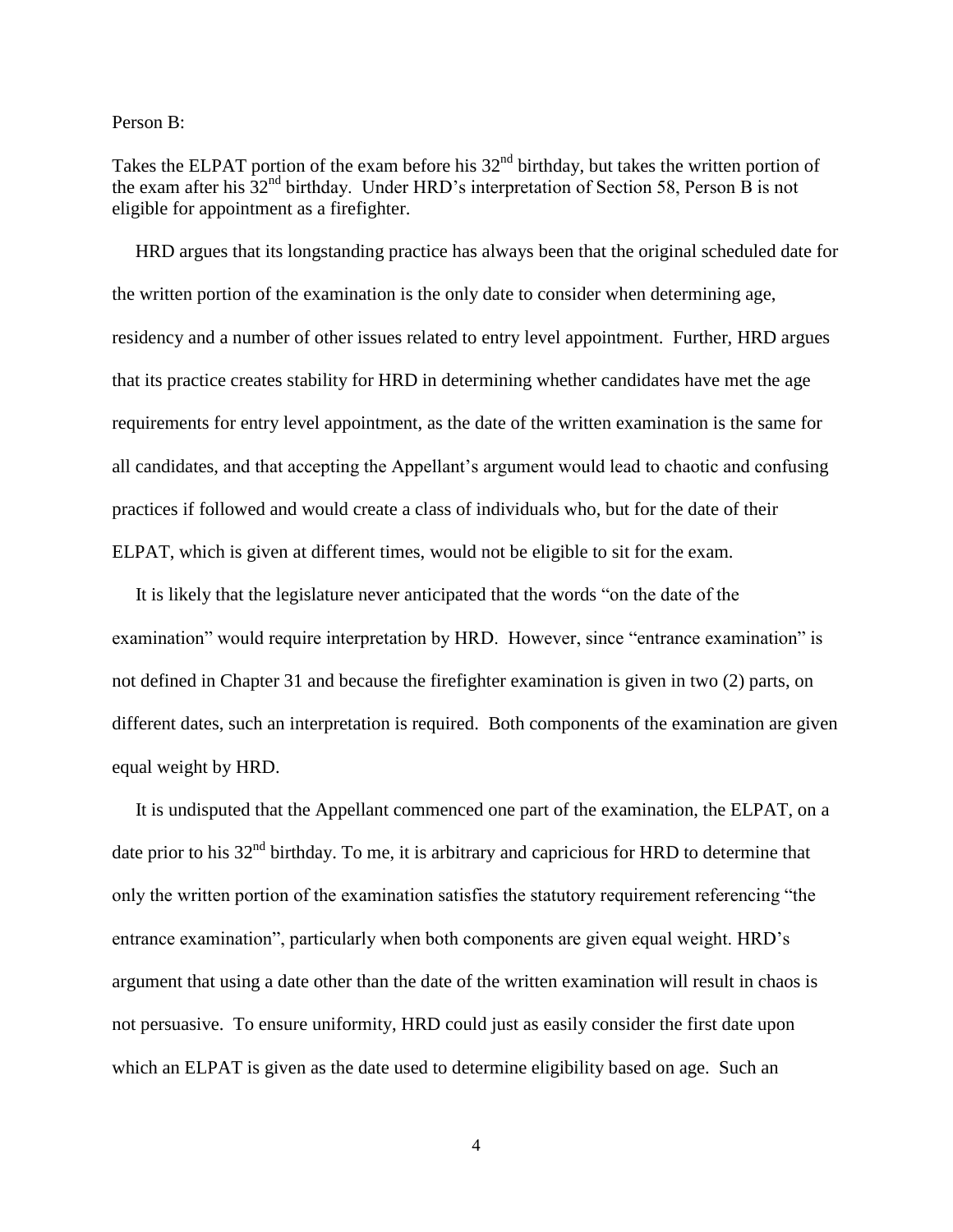Person B:

Takes the ELPAT portion of the exam before his 32nd birthday, but takes the written portion of the exam after his 32nd birthday. Under HRD's interpretation of Section 58, Person B is not eligible for appointment as a firefighter.

HRD argues that its longstanding practice has always been that the original scheduled date for the written portion of the examination is the only date to consider when determining age, residency and a number of other issues related to entry level appointment. Further, HRD argues that its practice creates stability for HRD in determining whether candidates have met the age requirements for entry level appointment, as the date of the written examination is the same for all candidates, and that accepting the Appellant's argument would lead to chaotic and confusing practices if followed and would create a class of individuals who, but for the date of their ELPAT, which is given at different times, would not be eligible to sit for the exam.

It is likely that the legislature never anticipated that the words "on the date of the examination" would require interpretation by HRD. However, since "entrance examination" is not defined in Chapter 31 and because the firefighter examination is given in two (2) parts, on different dates, such an interpretation is required. Both components of the examination are given equal weight by HRD.

It is undisputed that the Appellant commenced one part of the examination, the ELPAT, on a date prior to his 32nd birthday. To me, it is arbitrary and capricious for HRD to determine that only the written portion of the examination satisfies the statutory requirement referencing "the entrance examination", particularly when both components are given equal weight. HRD's argument that using a date other than the date of the written examination will result in chaos is not persuasive. To ensure uniformity, HRD could just as easily consider the first date upon which an ELPAT is given as the date used to determine eligibility based on age. Such an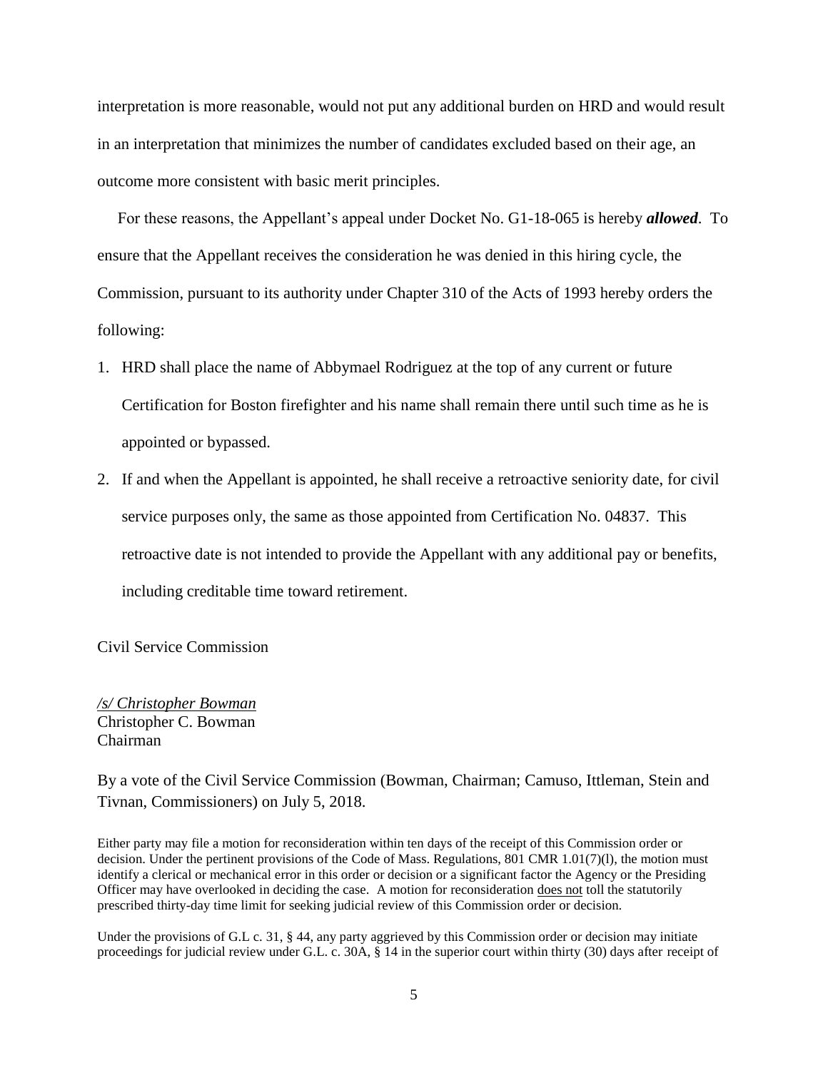interpretation is more reasonable, would not put any additional burden on HRD and would result in an interpretation that minimizes the number of candidates excluded based on their age, an outcome more consistent with basic merit principles.

For these reasons, the Appellant's appeal under Docket No. G1-18-065 is hereby ***allowed***. To ensure that the Appellant receives the consideration he was denied in this hiring cycle, the Commission, pursuant to its authority under Chapter 310 of the Acts of 1993 hereby orders the following:

1. HRD shall place the name of Abbymael Rodriguez at the top of any current or future Certification for Boston firefighter and his name shall remain there until such time as he is appointed or bypassed.
2. If and when the Appellant is appointed, he shall receive a retroactive seniority date, for civil service purposes only, the same as those appointed from Certification No. 04837. This retroactive date is not intended to provide the Appellant with any additional pay or benefits, including creditable time toward retirement.

Civil Service Commission

*/s/ Christopher Bowman*
Christopher C. Bowman
Chairman

By a vote of the Civil Service Commission (Bowman, Chairman; Camuso, Ittleman, Stein and Tivnan, Commissioners) on July 5, 2018.

Either party may file a motion for reconsideration within ten days of the receipt of this Commission order or decision. Under the pertinent provisions of the Code of Mass. Regulations, 801 CMR 1.01(7)(l), the motion must identify a clerical or mechanical error in this order or decision or a significant factor the Agency or the Presiding Officer may have overlooked in deciding the case. A motion for reconsideration does not toll the statutorily prescribed thirty-day time limit for seeking judicial review of this Commission order or decision.

Under the provisions of G.L c. 31, § 44, any party aggrieved by this Commission order or decision may initiate proceedings for judicial review under G.L. c. 30A, § 14 in the superior court within thirty (30) days after receipt of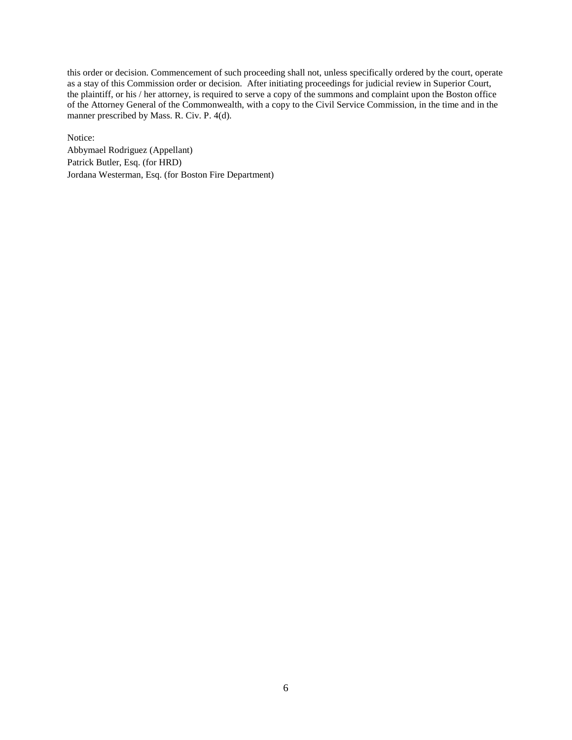this order or decision. Commencement of such proceeding shall not, unless specifically ordered by the court, operate as a stay of this Commission order or decision. After initiating proceedings for judicial review in Superior Court, the plaintiff, or his / her attorney, is required to serve a copy of the summons and complaint upon the Boston office of the Attorney General of the Commonwealth, with a copy to the Civil Service Commission, in the time and in the manner prescribed by Mass. R. Civ. P. 4(d).

Notice:
Abbymael Rodriguez (Appellant)
Patrick Butler, Esq. (for HRD)
Jordana Westerman, Esq. (for Boston Fire Department)